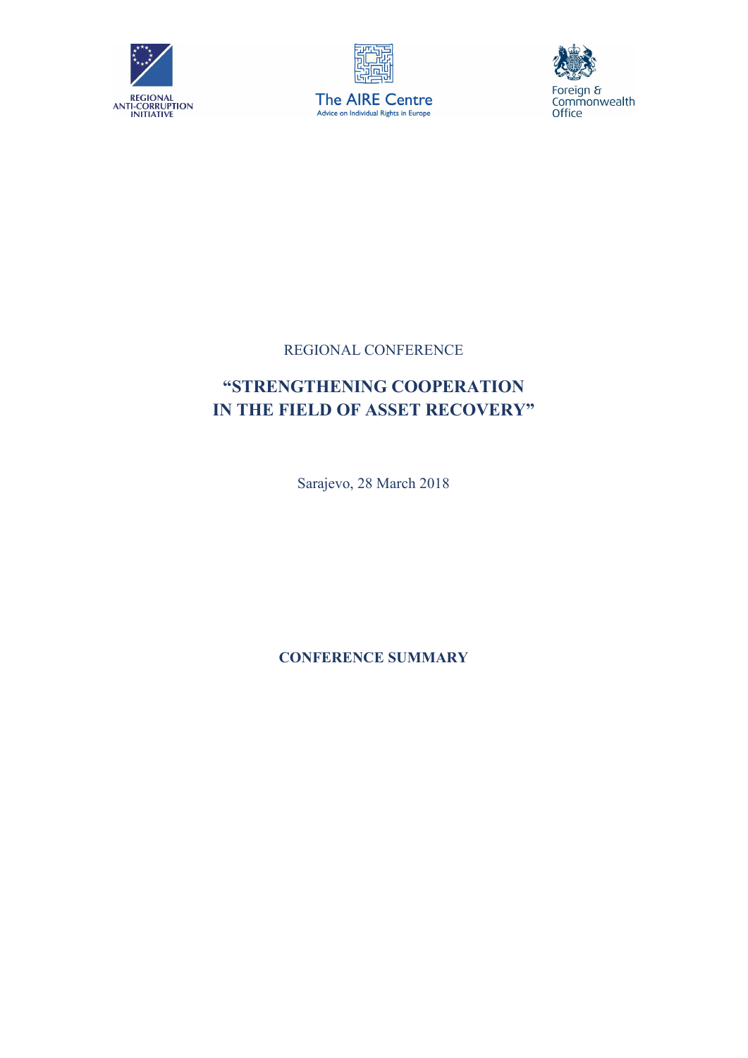REGIONAL ANTI-CORRUPTION INITIATIVE

The AIRE Centre
Advice on Individual Rights in Europe

Foreign & Commonwealth Office

REGIONAL CONFERENCE

# "STRENGTHENING COOPERATION IN THE FIELD OF ASSET RECOVERY"

Sarajevo, 28 March 2018

## CONFERENCE SUMMARY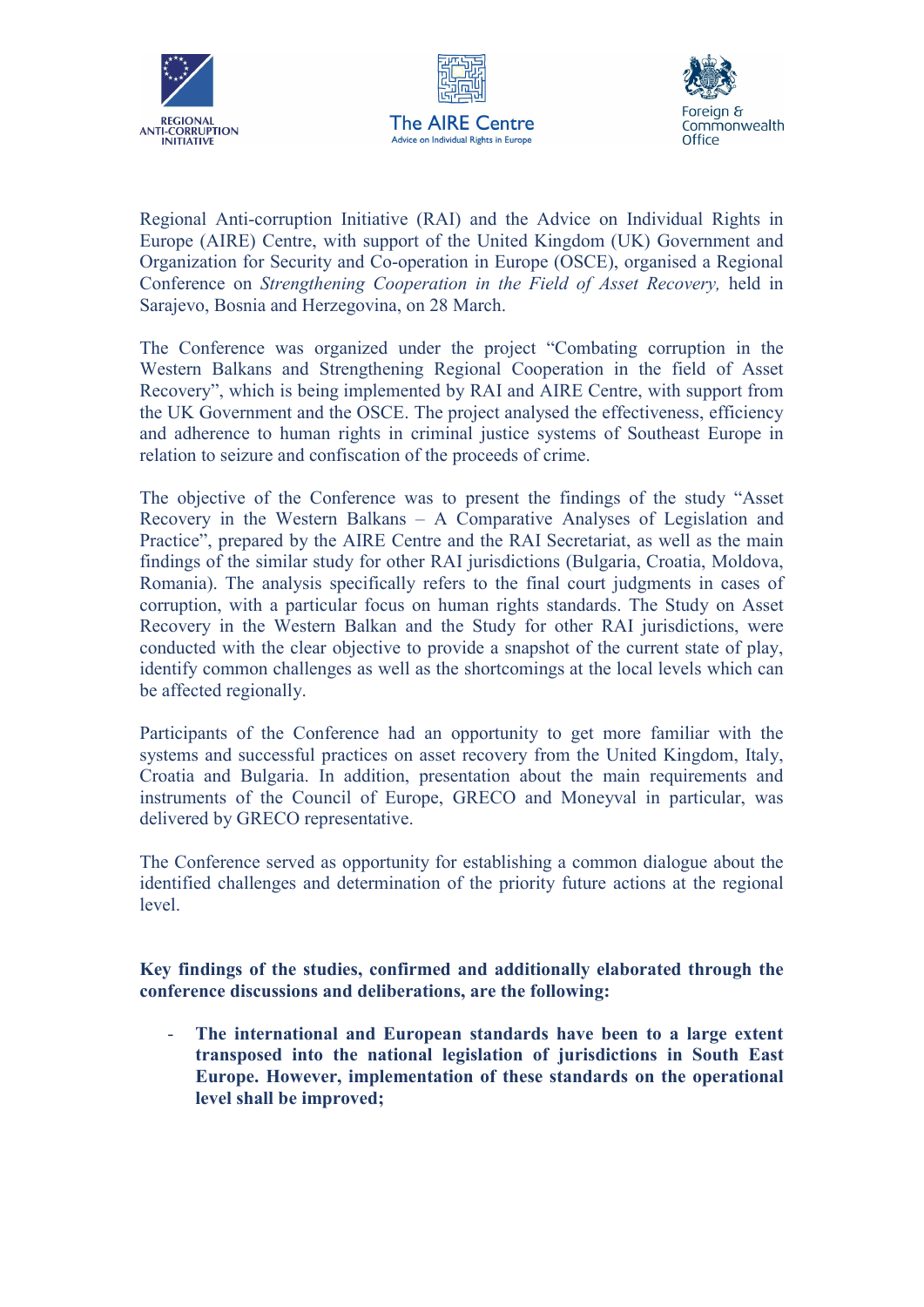Regional Anti-corruption Initiative (RAI) and the Advice on Individual Rights in Europe (AIRE) Centre, with support of the United Kingdom (UK) Government and Organization for Security and Co-operation in Europe (OSCE), organised a Regional Conference on *Strengthening Cooperation in the Field of Asset Recovery,* held in Sarajevo, Bosnia and Herzegovina, on 28 March.

The Conference was organized under the project "Combating corruption in the Western Balkans and Strengthening Regional Cooperation in the field of Asset Recovery", which is being implemented by RAI and AIRE Centre, with support from the UK Government and the OSCE. The project analysed the effectiveness, efficiency and adherence to human rights in criminal justice systems of Southeast Europe in relation to seizure and confiscation of the proceeds of crime.

The objective of the Conference was to present the findings of the study "Asset Recovery in the Western Balkans – A Comparative Analyses of Legislation and Practice", prepared by the AIRE Centre and the RAI Secretariat, as well as the main findings of the similar study for other RAI jurisdictions (Bulgaria, Croatia, Moldova, Romania). The analysis specifically refers to the final court judgments in cases of corruption, with a particular focus on human rights standards. The Study on Asset Recovery in the Western Balkan and the Study for other RAI jurisdictions, were conducted with the clear objective to provide a snapshot of the current state of play, identify common challenges as well as the shortcomings at the local levels which can be affected regionally.

Participants of the Conference had an opportunity to get more familiar with the systems and successful practices on asset recovery from the United Kingdom, Italy, Croatia and Bulgaria. In addition, presentation about the main requirements and instruments of the Council of Europe, GRECO and Moneyval in particular, was delivered by GRECO representative.

The Conference served as opportunity for establishing a common dialogue about the identified challenges and determination of the priority future actions at the regional level.

**Key findings of the studies, confirmed and additionally elaborated through the conference discussions and deliberations, are the following:**

- **The international and European standards have been to a large extent transposed into the national legislation of jurisdictions in South East Europe. However, implementation of these standards on the operational level shall be improved;**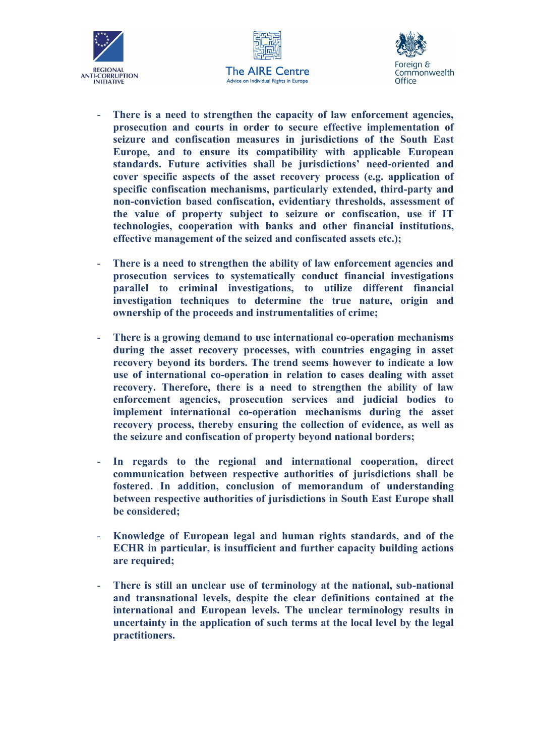- **There is a need to strengthen the capacity of law enforcement agencies, prosecution and courts in order to secure effective implementation of seizure and confiscation measures in jurisdictions of the South East Europe, and to ensure its compatibility with applicable European standards. Future activities shall be jurisdictions' need-oriented and cover specific aspects of the asset recovery process (e.g. application of specific confiscation mechanisms, particularly extended, third-party and non-conviction based confiscation, evidentiary thresholds, assessment of the value of property subject to seizure or confiscation, use if IT technologies, cooperation with banks and other financial institutions, effective management of the seized and confiscated assets etc.);**

- **There is a need to strengthen the ability of law enforcement agencies and prosecution services to systematically conduct financial investigations parallel to criminal investigations, to utilize different financial investigation techniques to determine the true nature, origin and ownership of the proceeds and instrumentalities of crime;**

- **There is a growing demand to use international co-operation mechanisms during the asset recovery processes, with countries engaging in asset recovery beyond its borders. The trend seems however to indicate a low use of international co-operation in relation to cases dealing with asset recovery. Therefore, there is a need to strengthen the ability of law enforcement agencies, prosecution services and judicial bodies to implement international co-operation mechanisms during the asset recovery process, thereby ensuring the collection of evidence, as well as the seizure and confiscation of property beyond national borders;**

- **In regards to the regional and international cooperation, direct communication between respective authorities of jurisdictions shall be fostered. In addition, conclusion of memorandum of understanding between respective authorities of jurisdictions in South East Europe shall be considered;**

- **Knowledge of European legal and human rights standards, and of the ECHR in particular, is insufficient and further capacity building actions are required;**

- **There is still an unclear use of terminology at the national, sub-national and transnational levels, despite the clear definitions contained at the international and European levels. The unclear terminology results in uncertainty in the application of such terms at the local level by the legal practitioners.**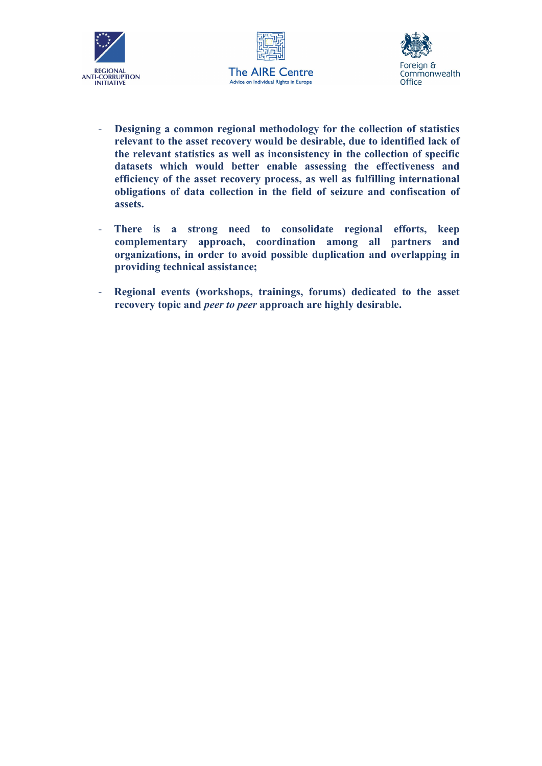- **Designing a common regional methodology for the collection of statistics relevant to the asset recovery would be desirable, due to identified lack of the relevant statistics as well as inconsistency in the collection of specific datasets which would better enable assessing the effectiveness and efficiency of the asset recovery process, as well as fulfilling international obligations of data collection in the field of seizure and confiscation of assets.**

- **There is a strong need to consolidate regional efforts, keep complementary approach, coordination among all partners and organizations, in order to avoid possible duplication and overlapping in providing technical assistance;**

- **Regional events (workshops, trainings, forums) dedicated to the asset recovery topic and *peer to peer* approach are highly desirable.**